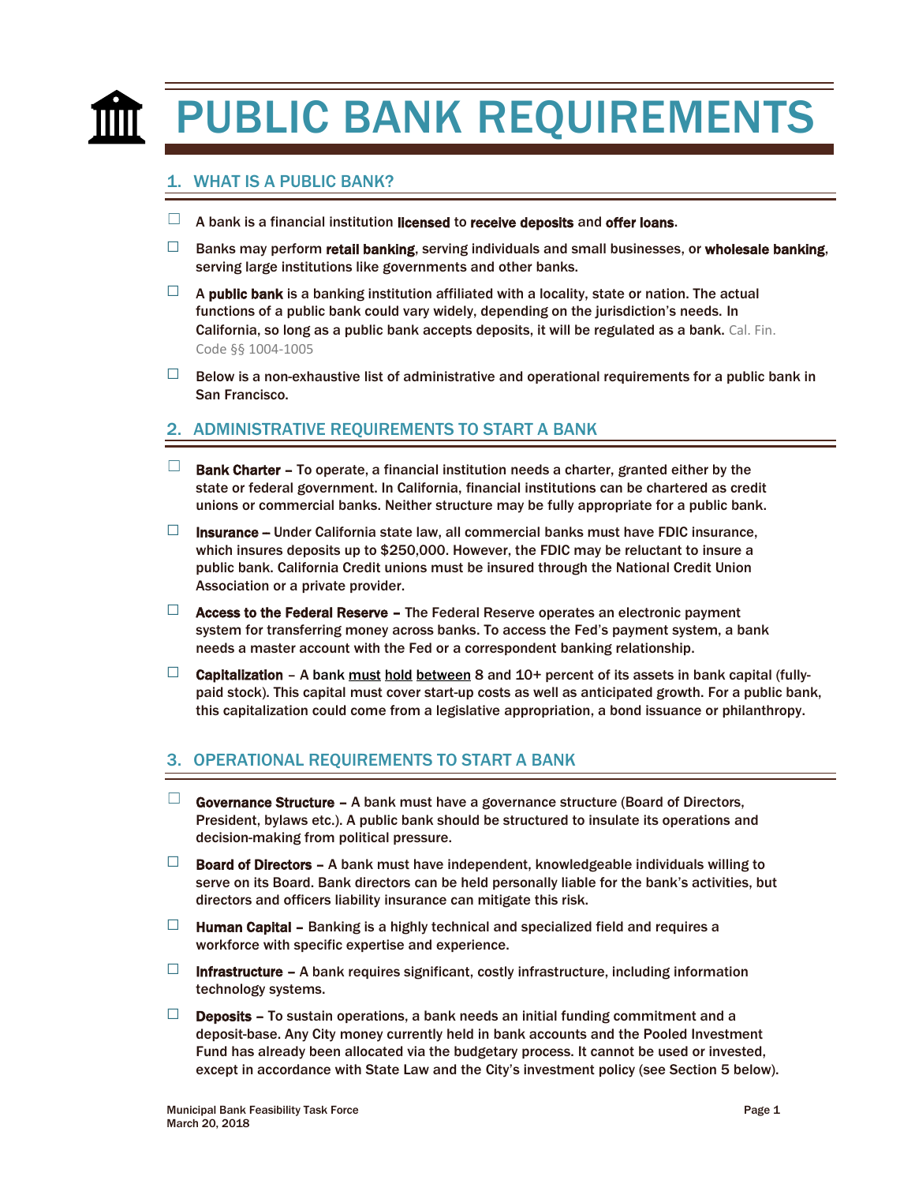# PUBLIC BANK REQUIREMENTS

## 1. WHAT IS A PUBLIC BANK?

- ☐ A bank is a financial institution **licensed** to **receive deposits** and **offer loans**.
- ☐ Banks may perform **retail banking**, serving individuals and small businesses, or **wholesale banking**, serving large institutions like governments and other banks.
- ☐ A **public bank** is a banking institution affiliated with a locality, state or nation. The actual functions of a public bank could vary widely, depending on the jurisdiction's needs. In California, so long as a public bank accepts deposits, it will be regulated as a bank. Cal. Fin. Code §§ 1004-1005
- ☐ Below is a non-exhaustive list of administrative and operational requirements for a public bank in San Francisco.

## 2. ADMINISTRATIVE REQUIREMENTS TO START A BANK

- ☐ **Bank Charter** – To operate, a financial institution needs a charter, granted either by the state or federal government. In California, financial institutions can be chartered as credit unions or commercial banks. Neither structure may be fully appropriate for a public bank.
- ☐ **Insurance** – Under California state law, all commercial banks must have FDIC insurance, which insures deposits up to $250,000. However, the FDIC may be reluctant to insure a public bank. California Credit unions must be insured through the National Credit Union Association or a private provider.
- ☐ **Access to the Federal Reserve** – The Federal Reserve operates an electronic payment system for transferring money across banks. To access the Fed's payment system, a bank needs a master account with the Fed or a correspondent banking relationship.
- ☐ **Capitalization** – A bank must hold between 8 and 10+ percent of its assets in bank capital (fully-paid stock). This capital must cover start-up costs as well as anticipated growth. For a public bank, this capitalization could come from a legislative appropriation, a bond issuance or philanthropy.

## 3. OPERATIONAL REQUIREMENTS TO START A BANK

- ☐ **Governance Structure** – A bank must have a governance structure (Board of Directors, President, bylaws etc.). A public bank should be structured to insulate its operations and decision-making from political pressure.
- ☐ **Board of Directors** – A bank must have independent, knowledgeable individuals willing to serve on its Board. Bank directors can be held personally liable for the bank's activities, but directors and officers liability insurance can mitigate this risk.
- ☐ **Human Capital** – Banking is a highly technical and specialized field and requires a workforce with specific expertise and experience.
- ☐ **Infrastructure** – A bank requires significant, costly infrastructure, including information technology systems.
- ☐ **Deposits** – To sustain operations, a bank needs an initial funding commitment and a deposit-base. Any City money currently held in bank accounts and the Pooled Investment Fund has already been allocated via the budgetary process. It cannot be used or invested, except in accordance with State Law and the City's investment policy (see Section 5 below).

Municipal Bank Feasibility Task Force
March 20, 2018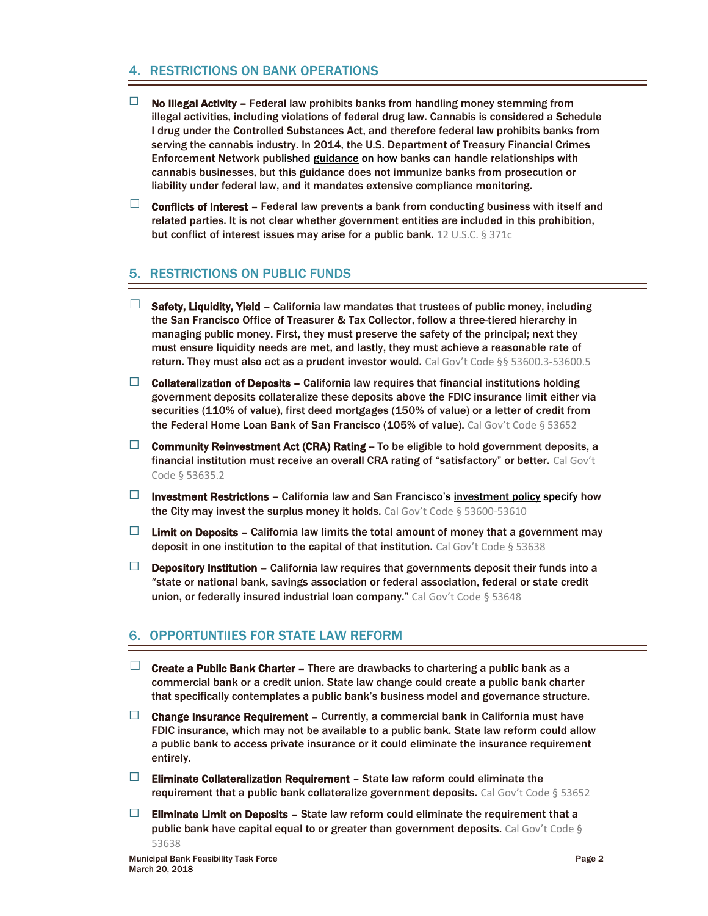## 4. RESTRICTIONS ON BANK OPERATIONS

- ☐ **No Illegal Activity** – Federal law prohibits banks from handling money stemming from illegal activities, including violations of federal drug law. Cannabis is considered a Schedule I drug under the Controlled Substances Act, and therefore federal law prohibits banks from serving the cannabis industry. In 2014, the U.S. Department of Treasury Financial Crimes Enforcement Network published guidance on how banks can handle relationships with cannabis businesses, but this guidance does not immunize banks from prosecution or liability under federal law, and it mandates extensive compliance monitoring.
- ☐ **Conflicts of Interest** – Federal law prevents a bank from conducting business with itself and related parties. It is not clear whether government entities are included in this prohibition, but conflict of interest issues may arise for a public bank. 12 U.S.C. § 371c

## 5. RESTRICTIONS ON PUBLIC FUNDS

- ☐ **Safety, Liquidity, Yield** – California law mandates that trustees of public money, including the San Francisco Office of Treasurer & Tax Collector, follow a three-tiered hierarchy in managing public money. First, they must preserve the safety of the principal; next they must ensure liquidity needs are met, and lastly, they must achieve a reasonable rate of return. They must also act as a prudent investor would. Cal Gov't Code §§ 53600.3-53600.5
- ☐ **Collateralization of Deposits** – California law requires that financial institutions holding government deposits collateralize these deposits above the FDIC insurance limit either via securities (110% of value), first deed mortgages (150% of value) or a letter of credit from the Federal Home Loan Bank of San Francisco (105% of value). Cal Gov't Code § 53652
- ☐ **Community Reinvestment Act (CRA) Rating** – To be eligible to hold government deposits, a financial institution must receive an overall CRA rating of "satisfactory" or better. Cal Gov't Code § 53635.2
- ☐ **Investment Restrictions** – California law and San Francisco's investment policy specify how the City may invest the surplus money it holds. Cal Gov't Code § 53600-53610
- ☐ **Limit on Deposits** – California law limits the total amount of money that a government may deposit in one institution to the capital of that institution. Cal Gov't Code § 53638
- ☐ **Depository Institution** – California law requires that governments deposit their funds into a "state or national bank, savings association or federal association, federal or state credit union, or federally insured industrial loan company." Cal Gov't Code § 53648

## 6. OPPORTUNTIIES FOR STATE LAW REFORM

- ☐ **Create a Public Bank Charter** – There are drawbacks to chartering a public bank as a commercial bank or a credit union. State law change could create a public bank charter that specifically contemplates a public bank's business model and governance structure.
- ☐ **Change Insurance Requirement** – Currently, a commercial bank in California must have FDIC insurance, which may not be available to a public bank. State law reform could allow a public bank to access private insurance or it could eliminate the insurance requirement entirely.
- ☐ **Eliminate Collateralization Requirement** – State law reform could eliminate the requirement that a public bank collateralize government deposits. Cal Gov't Code § 53652
- ☐ **Eliminate Limit on Deposits** – State law reform could eliminate the requirement that a public bank have capital equal to or greater than government deposits. Cal Gov't Code § 53638